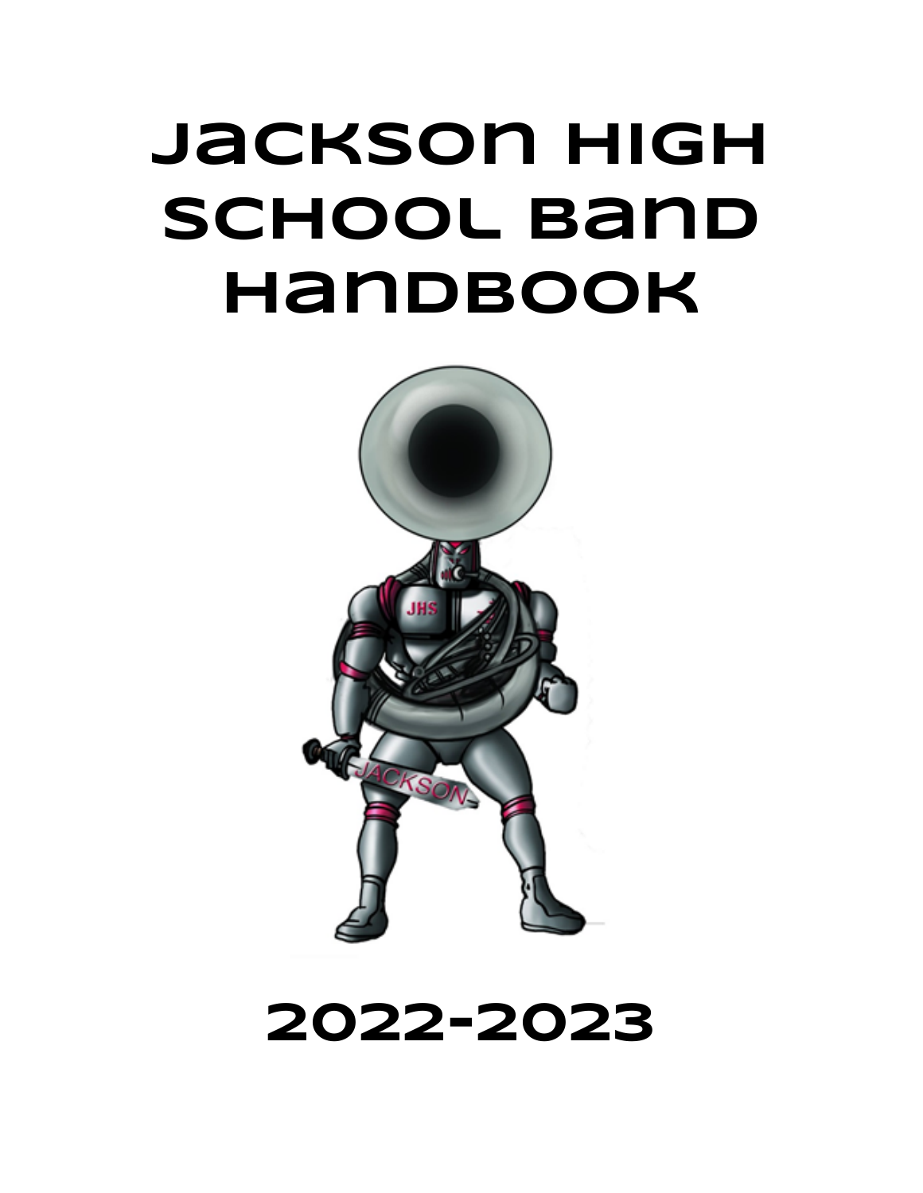# Jackson High School Band Handbook

2022-2023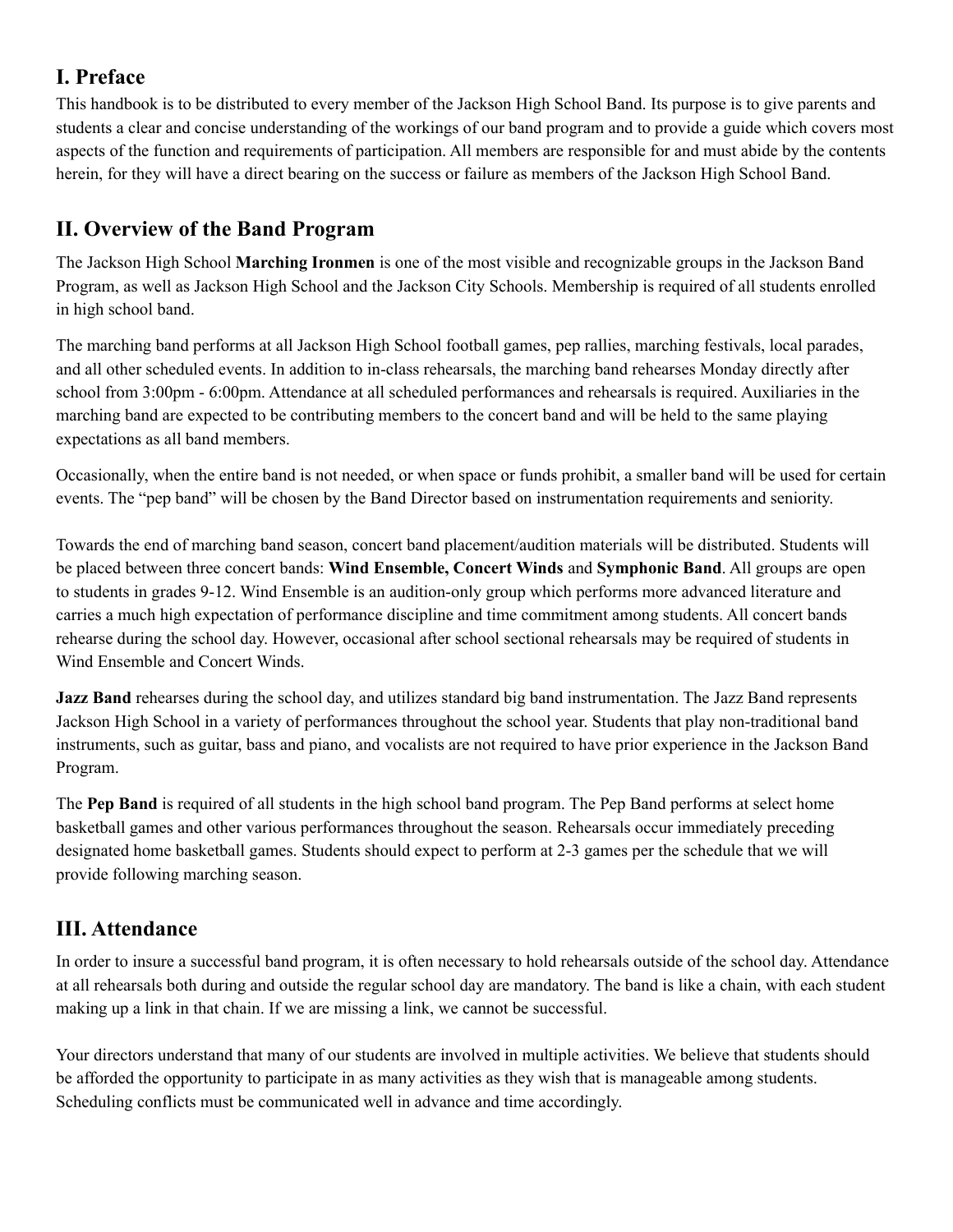## I. Preface

This handbook is to be distributed to every member of the Jackson High School Band. Its purpose is to give parents and students a clear and concise understanding of the workings of our band program and to provide a guide which covers most aspects of the function and requirements of participation. All members are responsible for and must abide by the contents herein, for they will have a direct bearing on the success or failure as members of the Jackson High School Band.

## II. Overview of the Band Program

The Jackson High School **Marching Ironmen** is one of the most visible and recognizable groups in the Jackson Band Program, as well as Jackson High School and the Jackson City Schools. Membership is required of all students enrolled in high school band.

The marching band performs at all Jackson High School football games, pep rallies, marching festivals, local parades, and all other scheduled events. In addition to in-class rehearsals, the marching band rehearses Monday directly after school from 3:00pm - 6:00pm. Attendance at all scheduled performances and rehearsals is required. Auxiliaries in the marching band are expected to be contributing members to the concert band and will be held to the same playing expectations as all band members.

Occasionally, when the entire band is not needed, or when space or funds prohibit, a smaller band will be used for certain events. The "pep band" will be chosen by the Band Director based on instrumentation requirements and seniority.

Towards the end of marching band season, concert band placement/audition materials will be distributed. Students will be placed between three concert bands: **Wind Ensemble, Concert Winds** and **Symphonic Band**. All groups are open to students in grades 9-12. Wind Ensemble is an audition-only group which performs more advanced literature and carries a much high expectation of performance discipline and time commitment among students. All concert bands rehearse during the school day. However, occasional after school sectional rehearsals may be required of students in Wind Ensemble and Concert Winds.

**Jazz Band** rehearses during the school day, and utilizes standard big band instrumentation. The Jazz Band represents Jackson High School in a variety of performances throughout the school year. Students that play non-traditional band instruments, such as guitar, bass and piano, and vocalists are not required to have prior experience in the Jackson Band Program.

The **Pep Band** is required of all students in the high school band program. The Pep Band performs at select home basketball games and other various performances throughout the season. Rehearsals occur immediately preceding designated home basketball games. Students should expect to perform at 2-3 games per the schedule that we will provide following marching season.

## III. Attendance

In order to insure a successful band program, it is often necessary to hold rehearsals outside of the school day. Attendance at all rehearsals both during and outside the regular school day are mandatory. The band is like a chain, with each student making up a link in that chain. If we are missing a link, we cannot be successful.

Your directors understand that many of our students are involved in multiple activities. We believe that students should be afforded the opportunity to participate in as many activities as they wish that is manageable among students. Scheduling conflicts must be communicated well in advance and time accordingly.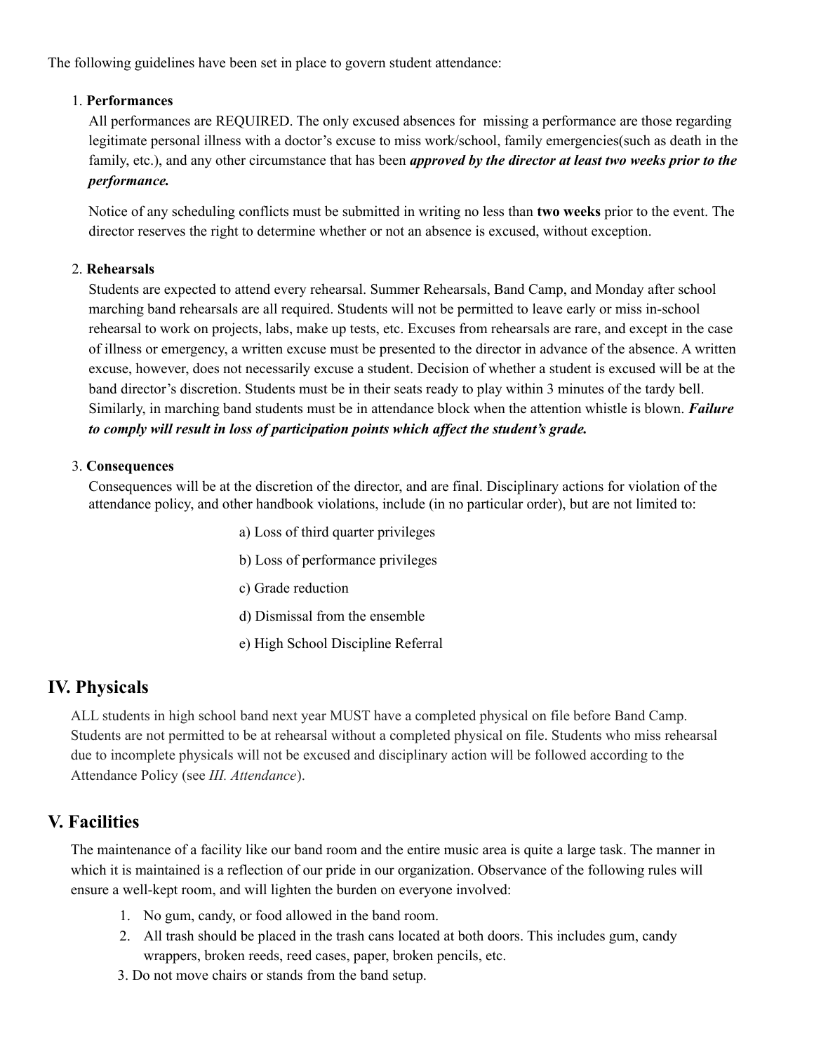The following guidelines have been set in place to govern student attendance:

1. **Performances**

   All performances are REQUIRED. The only excused absences for missing a performance are those regarding legitimate personal illness with a doctor's excuse to miss work/school, family emergencies(such as death in the family, etc.), and any other circumstance that has been ***approved by the director at least two weeks prior to the performance.***

   Notice of any scheduling conflicts must be submitted in writing no less than **two weeks** prior to the event. The director reserves the right to determine whether or not an absence is excused, without exception.

2. **Rehearsals**

   Students are expected to attend every rehearsal. Summer Rehearsals, Band Camp, and Monday after school marching band rehearsals are all required. Students will not be permitted to leave early or miss in-school rehearsal to work on projects, labs, make up tests, etc. Excuses from rehearsals are rare, and except in the case of illness or emergency, a written excuse must be presented to the director in advance of the absence. A written excuse, however, does not necessarily excuse a student. Decision of whether a student is excused will be at the band director's discretion. Students must be in their seats ready to play within 3 minutes of the tardy bell. Similarly, in marching band students must be in attendance block when the attention whistle is blown. ***Failure to comply will result in loss of participation points which affect the student's grade.***

3. **Consequences**

   Consequences will be at the discretion of the director, and are final. Disciplinary actions for violation of the attendance policy, and other handbook violations, include (in no particular order), but are not limited to:

   a) Loss of third quarter privileges

   b) Loss of performance privileges

   c) Grade reduction

   d) Dismissal from the ensemble

   e) High School Discipline Referral

## IV. Physicals

ALL students in high school band next year MUST have a completed physical on file before Band Camp. Students are not permitted to be at rehearsal without a completed physical on file. Students who miss rehearsal due to incomplete physicals will not be excused and disciplinary action will be followed according to the Attendance Policy (see *III. Attendance*).

## V. Facilities

The maintenance of a facility like our band room and the entire music area is quite a large task. The manner in which it is maintained is a reflection of our pride in our organization. Observance of the following rules will ensure a well-kept room, and will lighten the burden on everyone involved:

1. No gum, candy, or food allowed in the band room.
2. All trash should be placed in the trash cans located at both doors. This includes gum, candy wrappers, broken reeds, reed cases, paper, broken pencils, etc.
3. Do not move chairs or stands from the band setup.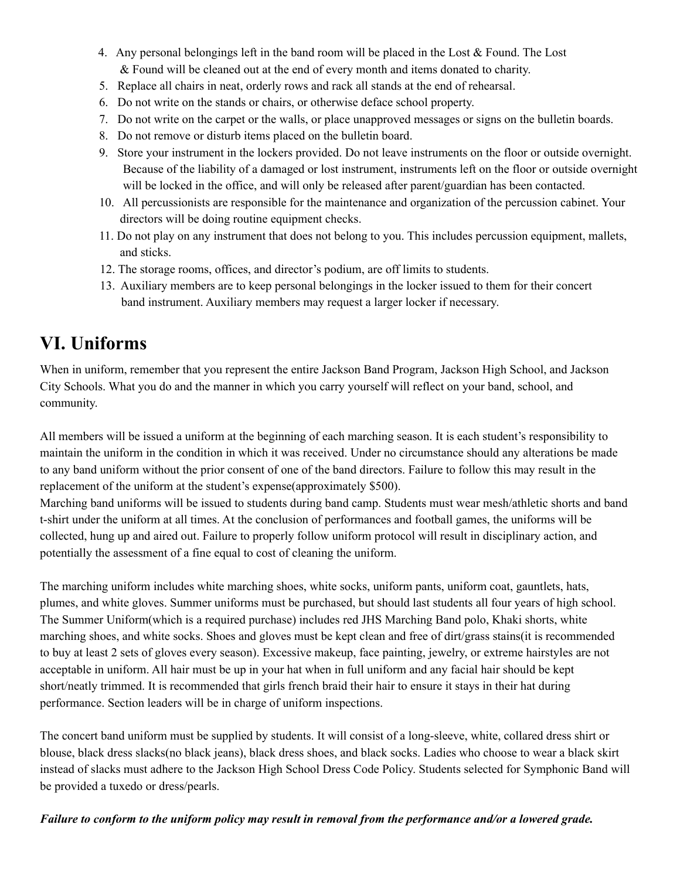4. Any personal belongings left in the band room will be placed in the Lost & Found. The Lost & Found will be cleaned out at the end of every month and items donated to charity.
5. Replace all chairs in neat, orderly rows and rack all stands at the end of rehearsal.
6. Do not write on the stands or chairs, or otherwise deface school property.
7. Do not write on the carpet or the walls, or place unapproved messages or signs on the bulletin boards.
8. Do not remove or disturb items placed on the bulletin board.
9. Store your instrument in the lockers provided. Do not leave instruments on the floor or outside overnight. Because of the liability of a damaged or lost instrument, instruments left on the floor or outside overnight will be locked in the office, and will only be released after parent/guardian has been contacted.
10. All percussionists are responsible for the maintenance and organization of the percussion cabinet. Your directors will be doing routine equipment checks.
11. Do not play on any instrument that does not belong to you. This includes percussion equipment, mallets, and sticks.
12. The storage rooms, offices, and director's podium, are off limits to students.
13. Auxiliary members are to keep personal belongings in the locker issued to them for their concert band instrument. Auxiliary members may request a larger locker if necessary.

# VI. Uniforms

When in uniform, remember that you represent the entire Jackson Band Program, Jackson High School, and Jackson City Schools. What you do and the manner in which you carry yourself will reflect on your band, school, and community.

All members will be issued a uniform at the beginning of each marching season. It is each student's responsibility to maintain the uniform in the condition in which it was received. Under no circumstance should any alterations be made to any band uniform without the prior consent of one of the band directors. Failure to follow this may result in the replacement of the uniform at the student's expense(approximately $500).
Marching band uniforms will be issued to students during band camp. Students must wear mesh/athletic shorts and band t-shirt under the uniform at all times. At the conclusion of performances and football games, the uniforms will be collected, hung up and aired out. Failure to properly follow uniform protocol will result in disciplinary action, and potentially the assessment of a fine equal to cost of cleaning the uniform.

The marching uniform includes white marching shoes, white socks, uniform pants, uniform coat, gauntlets, hats, plumes, and white gloves. Summer uniforms must be purchased, but should last students all four years of high school. The Summer Uniform(which is a required purchase) includes red JHS Marching Band polo, Khaki shorts, white marching shoes, and white socks. Shoes and gloves must be kept clean and free of dirt/grass stains(it is recommended to buy at least 2 sets of gloves every season). Excessive makeup, face painting, jewelry, or extreme hairstyles are not acceptable in uniform. All hair must be up in your hat when in full uniform and any facial hair should be kept short/neatly trimmed. It is recommended that girls french braid their hair to ensure it stays in their hat during performance. Section leaders will be in charge of uniform inspections.

The concert band uniform must be supplied by students. It will consist of a long-sleeve, white, collared dress shirt or blouse, black dress slacks(no black jeans), black dress shoes, and black socks. Ladies who choose to wear a black skirt instead of slacks must adhere to the Jackson High School Dress Code Policy. Students selected for Symphonic Band will be provided a tuxedo or dress/pearls.

***Failure to conform to the uniform policy may result in removal from the performance and/or a lowered grade.***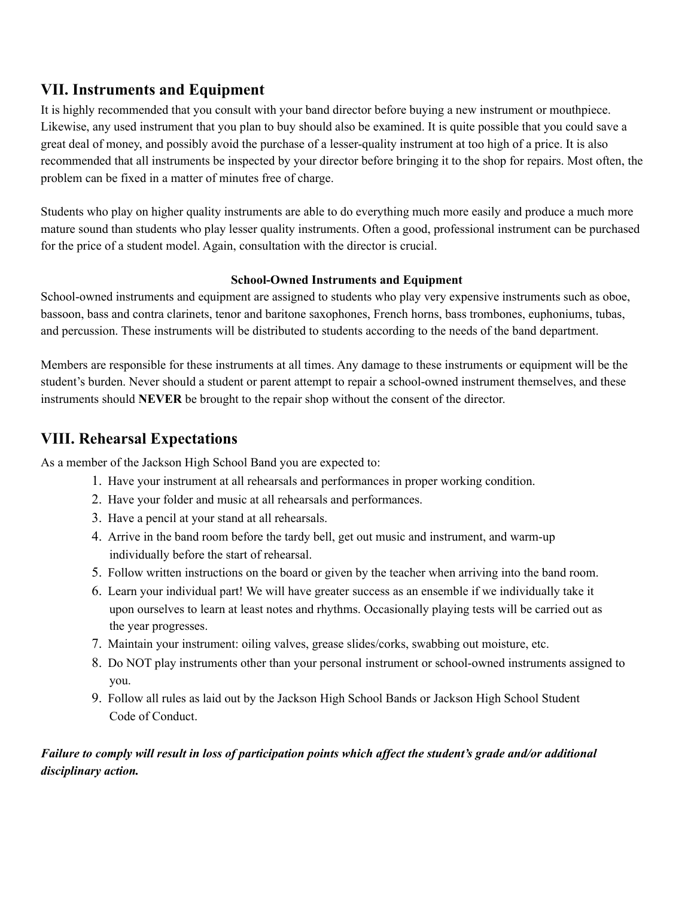## VII. Instruments and Equipment

It is highly recommended that you consult with your band director before buying a new instrument or mouthpiece. Likewise, any used instrument that you plan to buy should also be examined. It is quite possible that you could save a great deal of money, and possibly avoid the purchase of a lesser-quality instrument at too high of a price. It is also recommended that all instruments be inspected by your director before bringing it to the shop for repairs. Most often, the problem can be fixed in a matter of minutes free of charge.

Students who play on higher quality instruments are able to do everything much more easily and produce a much more mature sound than students who play lesser quality instruments. Often a good, professional instrument can be purchased for the price of a student model. Again, consultation with the director is crucial.

**School-Owned Instruments and Equipment**

School-owned instruments and equipment are assigned to students who play very expensive instruments such as oboe, bassoon, bass and contra clarinets, tenor and baritone saxophones, French horns, bass trombones, euphoniums, tubas, and percussion. These instruments will be distributed to students according to the needs of the band department.

Members are responsible for these instruments at all times. Any damage to these instruments or equipment will be the student's burden. Never should a student or parent attempt to repair a school-owned instrument themselves, and these instruments should **NEVER** be brought to the repair shop without the consent of the director.

## VIII. Rehearsal Expectations

As a member of the Jackson High School Band you are expected to:

1. Have your instrument at all rehearsals and performances in proper working condition.
2. Have your folder and music at all rehearsals and performances.
3. Have a pencil at your stand at all rehearsals.
4. Arrive in the band room before the tardy bell, get out music and instrument, and warm-up individually before the start of rehearsal.
5. Follow written instructions on the board or given by the teacher when arriving into the band room.
6. Learn your individual part! We will have greater success as an ensemble if we individually take it upon ourselves to learn at least notes and rhythms. Occasionally playing tests will be carried out as the year progresses.
7. Maintain your instrument: oiling valves, grease slides/corks, swabbing out moisture, etc.
8. Do NOT play instruments other than your personal instrument or school-owned instruments assigned to you.
9. Follow all rules as laid out by the Jackson High School Bands or Jackson High School Student Code of Conduct.

***Failure to comply will result in loss of participation points which affect the student's grade and/or additional disciplinary action.***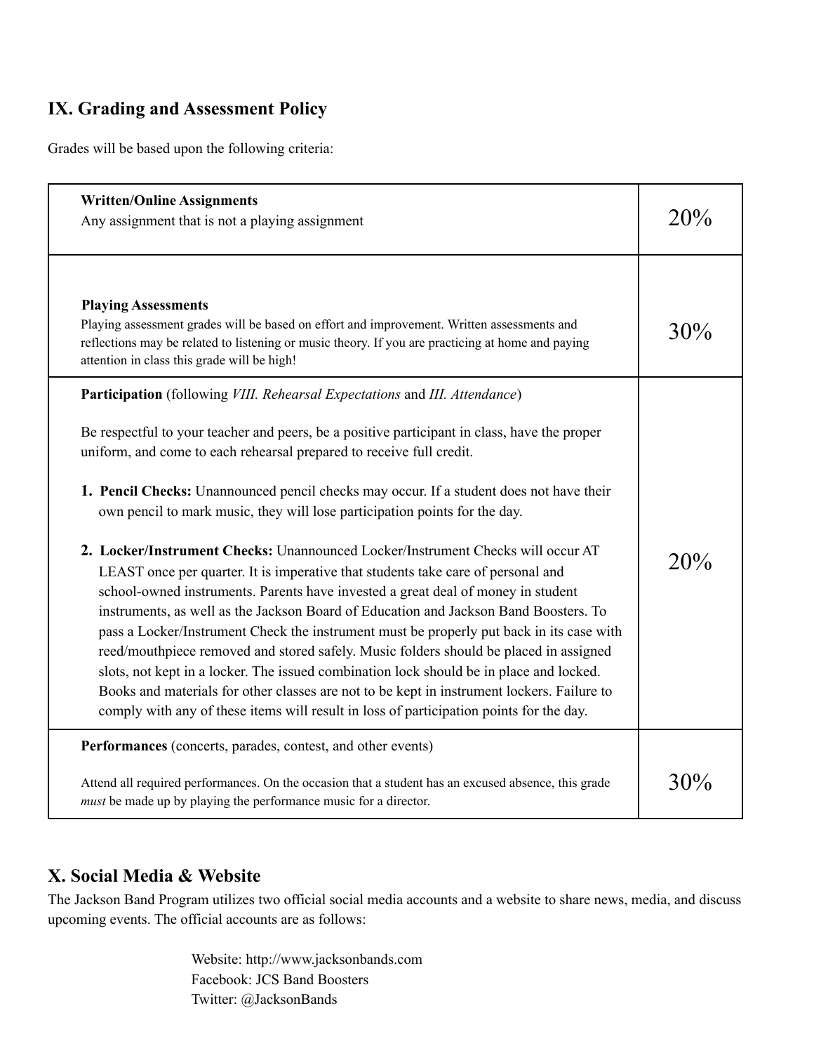## IX. Grading and Assessment Policy

Grades will be based upon the following criteria:

| Criteria | Weight |
|---|---|
| **Written/Online Assignments**<br>Any assignment that is not a playing assignment | 20% |
| **Playing Assessments**<br>Playing assessment grades will be based on effort and improvement. Written assessments and reflections may be related to listening or music theory. If you are practicing at home and paying attention in class this grade will be high! | 30% |
| **Participation** (following *VIII. Rehearsal Expectations* and *III. Attendance*)<br><br>Be respectful to your teacher and peers, be a positive participant in class, have the proper uniform, and come to each rehearsal prepared to receive full credit.<br><br>1. **Pencil Checks:** Unannounced pencil checks may occur. If a student does not have their own pencil to mark music, they will lose participation points for the day.<br><br>2. **Locker/Instrument Checks:** Unannounced Locker/Instrument Checks will occur AT LEAST once per quarter. It is imperative that students take care of personal and school-owned instruments. Parents have invested a great deal of money in student instruments, as well as the Jackson Board of Education and Jackson Band Boosters. To pass a Locker/Instrument Check the instrument must be properly put back in its case with reed/mouthpiece removed and stored safely. Music folders should be placed in assigned slots, not kept in a locker. The issued combination lock should be in place and locked. Books and materials for other classes are not to be kept in instrument lockers. Failure to comply with any of these items will result in loss of participation points for the day. | 20% |
| **Performances** (concerts, parades, contest, and other events)<br><br>Attend all required performances. On the occasion that a student has an excused absence, this grade *must* be made up by playing the performance music for a director. | 30% |

## X. Social Media & Website

The Jackson Band Program utilizes two official social media accounts and a website to share news, media, and discuss upcoming events. The official accounts are as follows:

Website: http://www.jacksonbands.com
Facebook: JCS Band Boosters
Twitter: @JacksonBands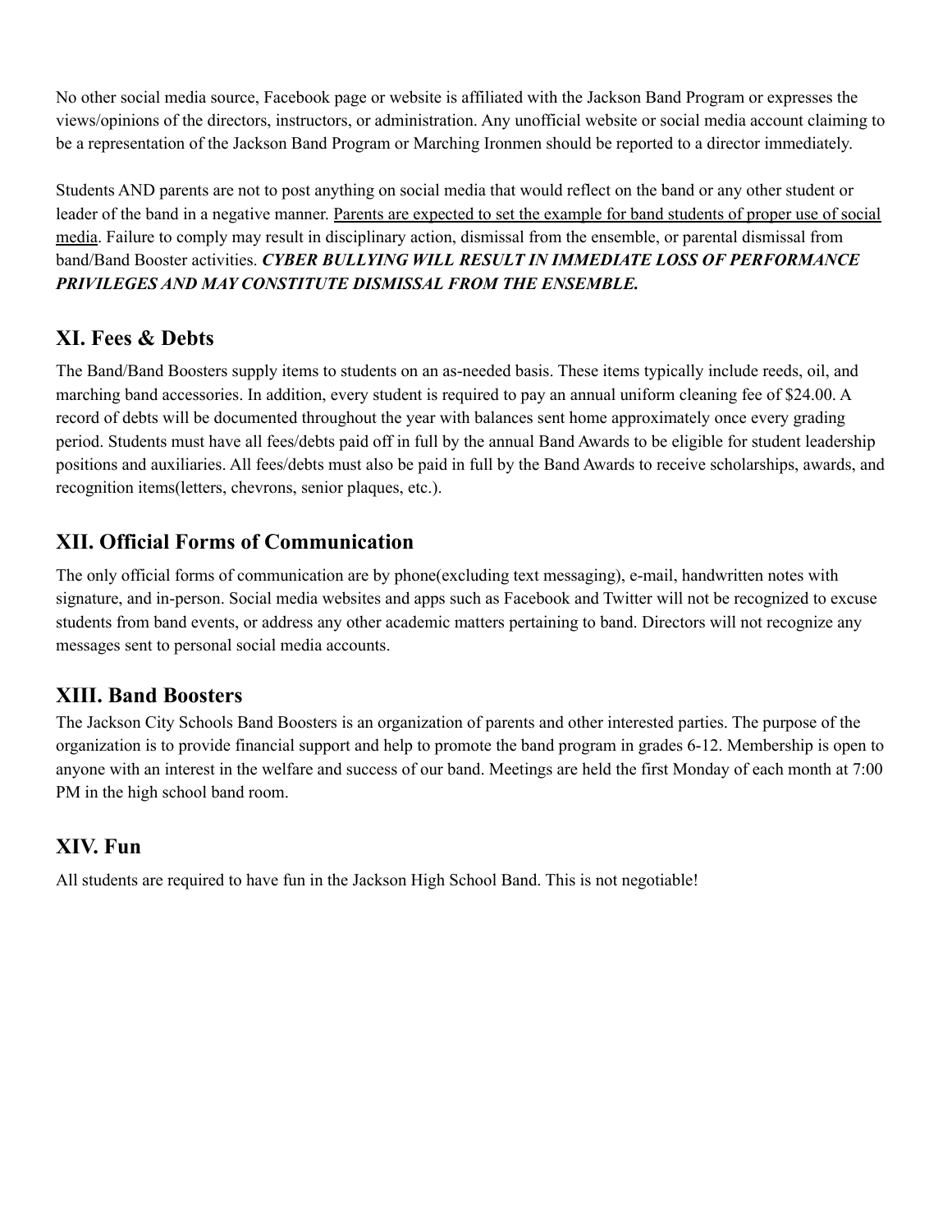No other social media source, Facebook page or website is affiliated with the Jackson Band Program or expresses the views/opinions of the directors, instructors, or administration. Any unofficial website or social media account claiming to be a representation of the Jackson Band Program or Marching Ironmen should be reported to a director immediately.

Students AND parents are not to post anything on social media that would reflect on the band or any other student or leader of the band in a negative manner. <u>Parents are expected to set the example for band students of proper use of social media</u>. Failure to comply may result in disciplinary action, dismissal from the ensemble, or parental dismissal from band/Band Booster activities. ***CYBER BULLYING WILL RESULT IN IMMEDIATE LOSS OF PERFORMANCE PRIVILEGES AND MAY CONSTITUTE DISMISSAL FROM THE ENSEMBLE.***

## XI. Fees & Debts

The Band/Band Boosters supply items to students on an as-needed basis. These items typically include reeds, oil, and marching band accessories. In addition, every student is required to pay an annual uniform cleaning fee of $24.00. A record of debts will be documented throughout the year with balances sent home approximately once every grading period. Students must have all fees/debts paid off in full by the annual Band Awards to be eligible for student leadership positions and auxiliaries. All fees/debts must also be paid in full by the Band Awards to receive scholarships, awards, and recognition items(letters, chevrons, senior plaques, etc.).

## XII. Official Forms of Communication

The only official forms of communication are by phone(excluding text messaging), e-mail, handwritten notes with signature, and in-person. Social media websites and apps such as Facebook and Twitter will not be recognized to excuse students from band events, or address any other academic matters pertaining to band. Directors will not recognize any messages sent to personal social media accounts.

## XIII. Band Boosters

The Jackson City Schools Band Boosters is an organization of parents and other interested parties. The purpose of the organization is to provide financial support and help to promote the band program in grades 6-12. Membership is open to anyone with an interest in the welfare and success of our band. Meetings are held the first Monday of each month at 7:00 PM in the high school band room.

## XIV. Fun

All students are required to have fun in the Jackson High School Band. This is not negotiable!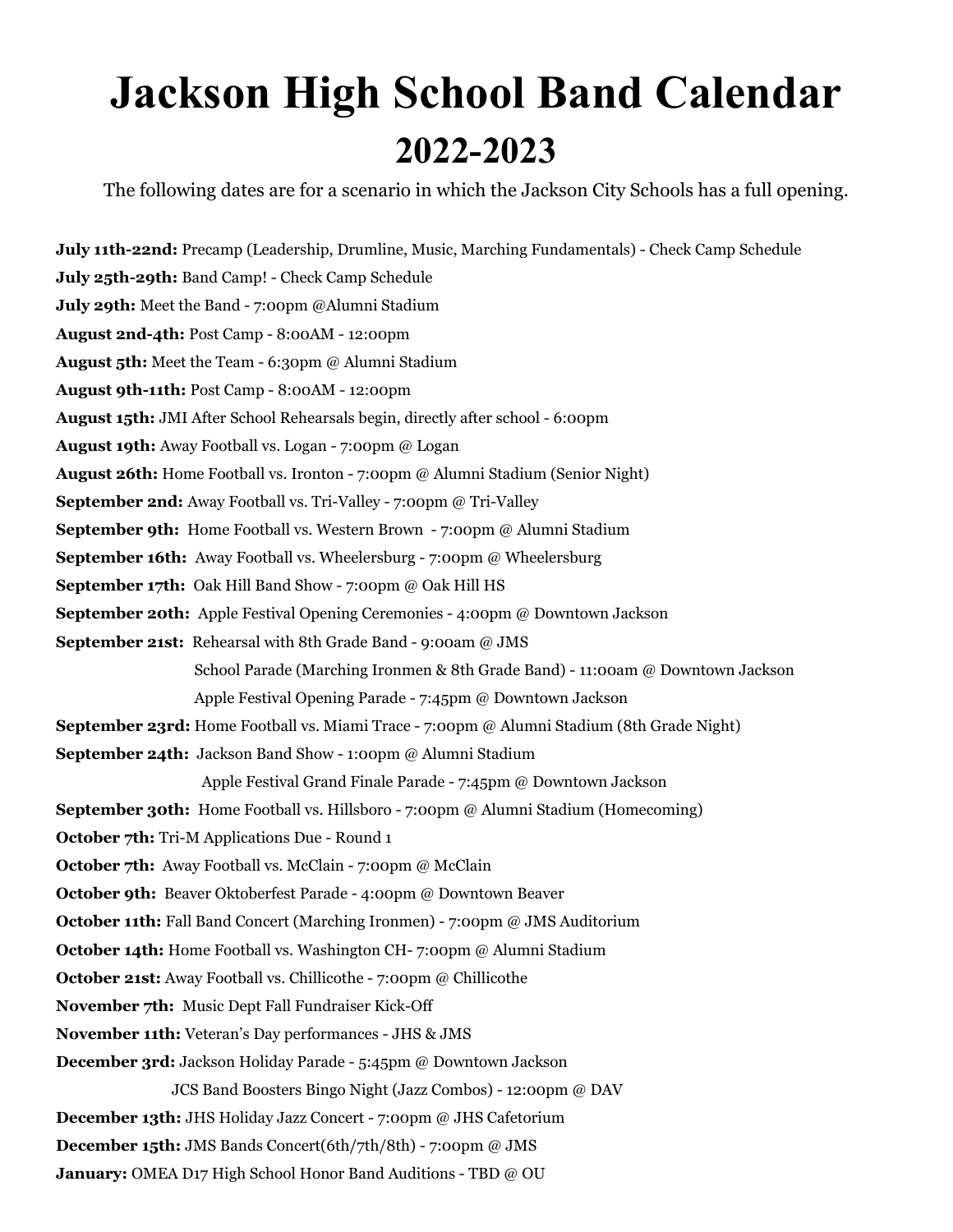# Jackson High School Band Calendar

## 2022-2023

The following dates are for a scenario in which the Jackson City Schools has a full opening.

**July 11th-22nd:** Precamp (Leadership, Drumline, Music, Marching Fundamentals) - Check Camp Schedule
**July 25th-29th:** Band Camp! - Check Camp Schedule
**July 29th:** Meet the Band - 7:00pm @Alumni Stadium
**August 2nd-4th:** Post Camp - 8:00AM - 12:00pm
**August 5th:** Meet the Team - 6:30pm @ Alumni Stadium
**August 9th-11th:** Post Camp - 8:00AM - 12:00pm
**August 15th:** JMI After School Rehearsals begin, directly after school - 6:00pm
**August 19th:** Away Football vs. Logan - 7:00pm @ Logan
**August 26th:** Home Football vs. Ironton - 7:00pm @ Alumni Stadium (Senior Night)
**September 2nd:** Away Football vs. Tri-Valley - 7:00pm @ Tri-Valley
**September 9th:** Home Football vs. Western Brown - 7:00pm @ Alumni Stadium
**September 16th:** Away Football vs. Wheelersburg - 7:00pm @ Wheelersburg
**September 17th:** Oak Hill Band Show - 7:00pm @ Oak Hill HS
**September 20th:** Apple Festival Opening Ceremonies - 4:00pm @ Downtown Jackson
**September 21st:** Rehearsal with 8th Grade Band - 9:00am @ JMS
School Parade (Marching Ironmen & 8th Grade Band) - 11:00am @ Downtown Jackson
Apple Festival Opening Parade - 7:45pm @ Downtown Jackson
**September 23rd:** Home Football vs. Miami Trace - 7:00pm @ Alumni Stadium (8th Grade Night)
**September 24th:** Jackson Band Show - 1:00pm @ Alumni Stadium
Apple Festival Grand Finale Parade - 7:45pm @ Downtown Jackson
**September 30th:** Home Football vs. Hillsboro - 7:00pm @ Alumni Stadium (Homecoming)
**October 7th:** Tri-M Applications Due - Round 1
**October 7th:** Away Football vs. McClain - 7:00pm @ McClain
**October 9th:** Beaver Oktoberfest Parade - 4:00pm @ Downtown Beaver
**October 11th:** Fall Band Concert (Marching Ironmen) - 7:00pm @ JMS Auditorium
**October 14th:** Home Football vs. Washington CH- 7:00pm @ Alumni Stadium
**October 21st:** Away Football vs. Chillicothe - 7:00pm @ Chillicothe
**November 7th:** Music Dept Fall Fundraiser Kick-Off
**November 11th:** Veteran's Day performances - JHS & JMS
**December 3rd:** Jackson Holiday Parade - 5:45pm @ Downtown Jackson
JCS Band Boosters Bingo Night (Jazz Combos) - 12:00pm @ DAV
**December 13th:** JHS Holiday Jazz Concert - 7:00pm @ JHS Cafetorium
**December 15th:** JMS Bands Concert(6th/7th/8th) - 7:00pm @ JMS
**January:** OMEA D17 High School Honor Band Auditions - TBD @ OU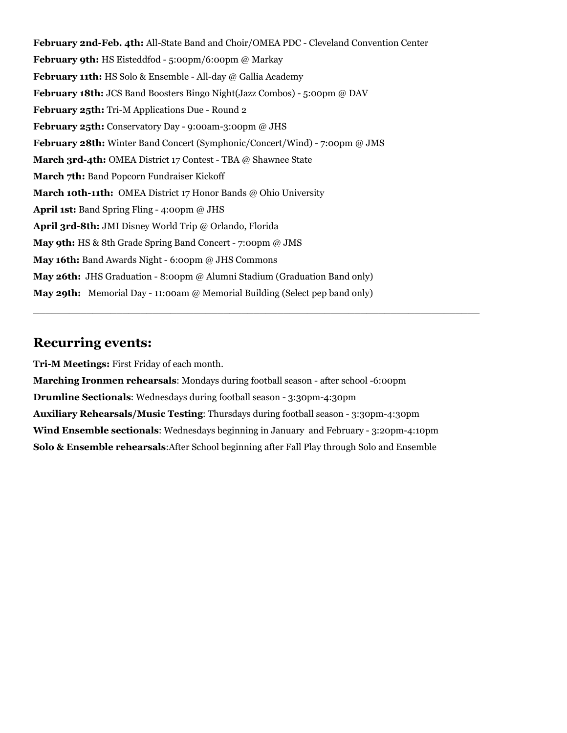**February 2nd-Feb. 4th:** All-State Band and Choir/OMEA PDC - Cleveland Convention Center

**February 9th:** HS Eisteddfod - 5:00pm/6:00pm @ Markay

**February 11th:** HS Solo & Ensemble - All-day @ Gallia Academy

**February 18th:** JCS Band Boosters Bingo Night(Jazz Combos) - 5:00pm @ DAV

**February 25th:** Tri-M Applications Due - Round 2

**February 25th:** Conservatory Day - 9:00am-3:00pm @ JHS

**February 28th:** Winter Band Concert (Symphonic/Concert/Wind) - 7:00pm @ JMS

**March 3rd-4th:** OMEA District 17 Contest - TBA @ Shawnee State

**March 7th:** Band Popcorn Fundraiser Kickoff

**March 10th-11th:** OMEA District 17 Honor Bands @ Ohio University

**April 1st:** Band Spring Fling - 4:00pm @ JHS

**April 3rd-8th:** JMI Disney World Trip @ Orlando, Florida

**May 9th:** HS & 8th Grade Spring Band Concert - 7:00pm @ JMS

**May 16th:** Band Awards Night - 6:00pm @ JHS Commons

**May 26th:** JHS Graduation - 8:00pm @ Alumni Stadium (Graduation Band only)

**May 29th:** Memorial Day - 11:00am @ Memorial Building (Select pep band only)

---

## Recurring events:

**Tri-M Meetings:** First Friday of each month.

**Marching Ironmen rehearsals**: Mondays during football season - after school -6:00pm

**Drumline Sectionals**: Wednesdays during football season - 3:30pm-4:30pm

**Auxiliary Rehearsals/Music Testing**: Thursdays during football season - 3:30pm-4:30pm

**Wind Ensemble sectionals**: Wednesdays beginning in January and February - 3:20pm-4:10pm

**Solo & Ensemble rehearsals**:After School beginning after Fall Play through Solo and Ensemble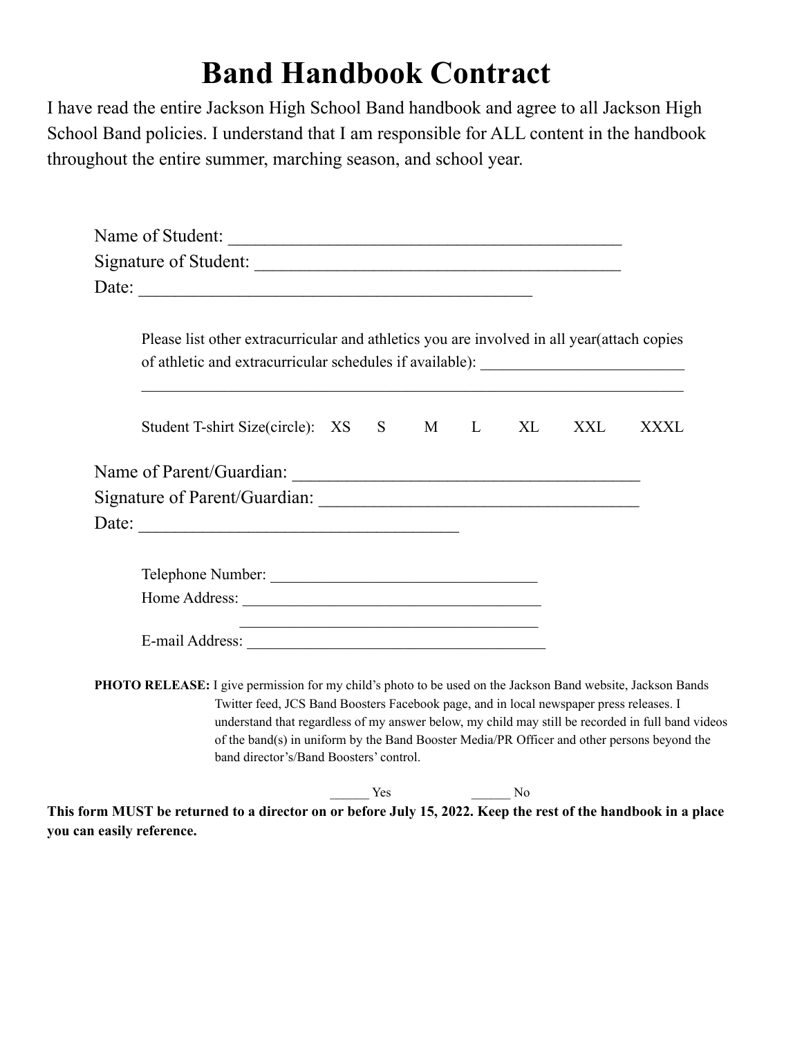# Band Handbook Contract

I have read the entire Jackson High School Band handbook and agree to all Jackson High School Band policies. I understand that I am responsible for ALL content in the handbook throughout the entire summer, marching season, and school year.

Name of Student: ____________________________________________
Signature of Student: _________________________________________
Date: ____________________________________________

Please list other extracurricular and athletics you are involved in all year(attach copies of athletic and extracurricular schedules if available): _________________________
______________________________________________________________________

Student T-shirt Size(circle): XS S M L XL XXL XXXL

Name of Parent/Guardian: ______________________________________
Signature of Parent/Guardian: ___________________________________
Date: ____________________________________

Telephone Number: __________________________________
Home Address: _______________________________________
_______________________________________
E-mail Address: ______________________________________

**PHOTO RELEASE:** I give permission for my child's photo to be used on the Jackson Band website, Jackson Bands Twitter feed, JCS Band Boosters Facebook page, and in local newspaper press releases. I understand that regardless of my answer below, my child may still be recorded in full band videos of the band(s) in uniform by the Band Booster Media/PR Officer and other persons beyond the band director's/Band Boosters' control.

______ Yes ______ No

**This form MUST be returned to a director on or before July 15, 2022. Keep the rest of the handbook in a place you can easily reference.**